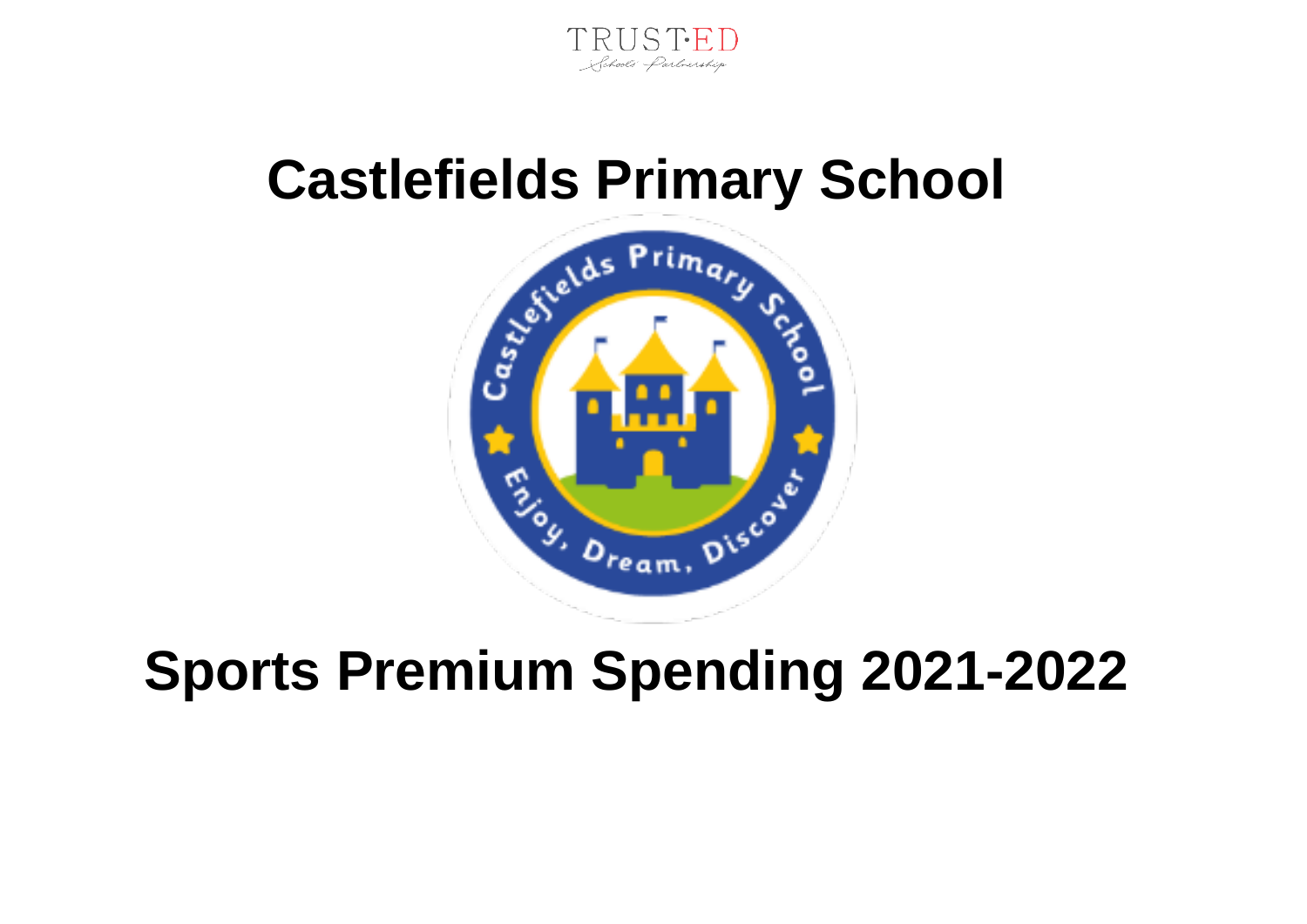# Castlefields Primary School

# Sports Premium Spending 2021-2022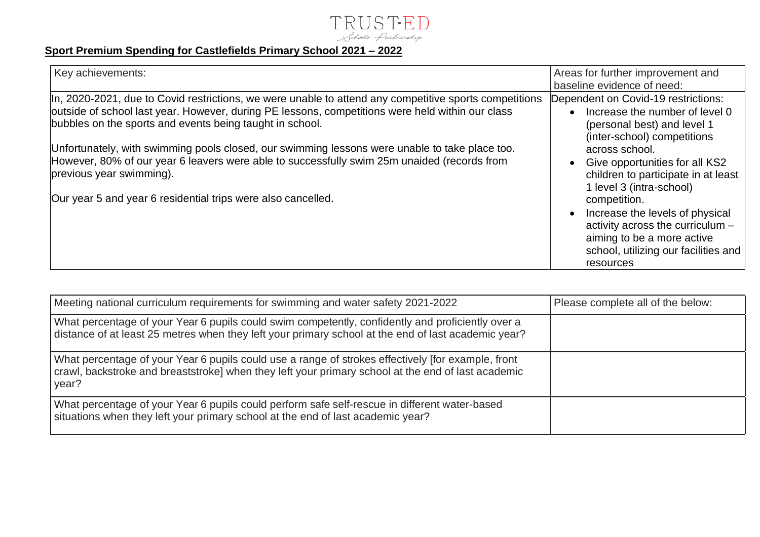## Sport Premium Spending for Castlefields Primary School 2021 – 2022

| Key achievements: | Areas for further improvement and baseline evidence of need: |
|---|---|
| In, 2020-2021, due to Covid restrictions, we were unable to attend any competitive sports competitions outside of school last year. However, during PE lessons, competitions were held within our class bubbles on the sports and events being taught in school.<br><br>Unfortunately, with swimming pools closed, our swimming lessons were unable to take place too. However, 80% of our year 6 leavers were able to successfully swim 25m unaided (records from previous year swimming).<br><br>Our year 5 and year 6 residential trips were also cancelled. | Dependent on Covid-19 restrictions:<br>• Increase the number of level 0 (personal best) and level 1 (inter-school) competitions across school.<br>• Give opportunities for all KS2 children to participate in at least 1 level 3 (intra-school) competition.<br>• Increase the levels of physical activity across the curriculum – aiming to be a more active school, utilizing our facilities and resources |

| Meeting national curriculum requirements for swimming and water safety 2021-2022 | Please complete all of the below: |
|---|---|
| What percentage of your Year 6 pupils could swim competently, confidently and proficiently over a distance of at least 25 metres when they left your primary school at the end of last academic year? | |
| What percentage of your Year 6 pupils could use a range of strokes effectively [for example, front crawl, backstroke and breaststroke] when they left your primary school at the end of last academic year? | |
| What percentage of your Year 6 pupils could perform safe self-rescue in different water-based situations when they left your primary school at the end of last academic year? | |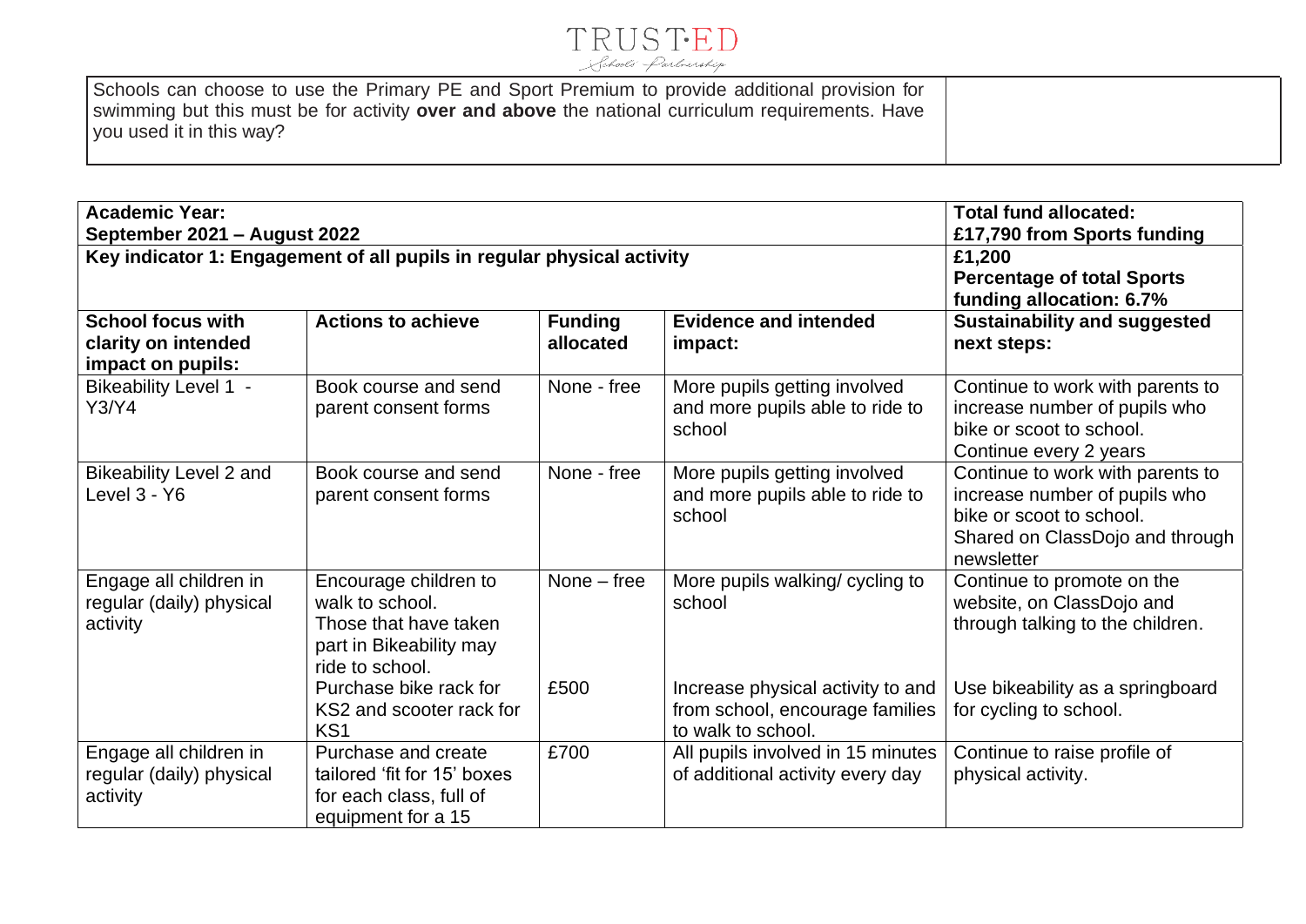| Schools can choose to use the Primary PE and Sport Premium to provide additional provision for swimming but this must be for activity **over and above** the national curriculum requirements. Have you used it in this way? | |
|---|---|

| **Academic Year: September 2021 – August 2022** | | | | **Total fund allocated: £17,790 from Sports funding** |
|---|---|---|---|---|
| **Key indicator 1: Engagement of all pupils in regular physical activity** | | | | **£1,200 Percentage of total Sports funding allocation: 6.7%** |
| **School focus with clarity on intended impact on pupils:** | **Actions to achieve** | **Funding allocated** | **Evidence and intended impact:** | **Sustainability and suggested next steps:** |
| Bikeability Level 1 - Y3/Y4 | Book course and send parent consent forms | None - free | More pupils getting involved and more pupils able to ride to school | Continue to work with parents to increase number of pupils who bike or scoot to school. Continue every 2 years |
| Bikeability Level 2 and Level 3 - Y6 | Book course and send parent consent forms | None - free | More pupils getting involved and more pupils able to ride to school | Continue to work with parents to increase number of pupils who bike or scoot to school. Shared on ClassDojo and through newsletter |
| Engage all children in regular (daily) physical activity | Encourage children to walk to school. Those that have taken part in Bikeability may ride to school. | None – free | More pupils walking/ cycling to school | Continue to promote on the website, on ClassDojo and through talking to the children. |
| | Purchase bike rack for KS2 and scooter rack for KS1 | £500 | Increase physical activity to and from school, encourage families to walk to school. | Use bikeability as a springboard for cycling to school. |
| Engage all children in regular (daily) physical activity | Purchase and create tailored 'fit for 15' boxes for each class, full of equipment for a 15 | £700 | All pupils involved in 15 minutes of additional activity every day | Continue to raise profile of physical activity. |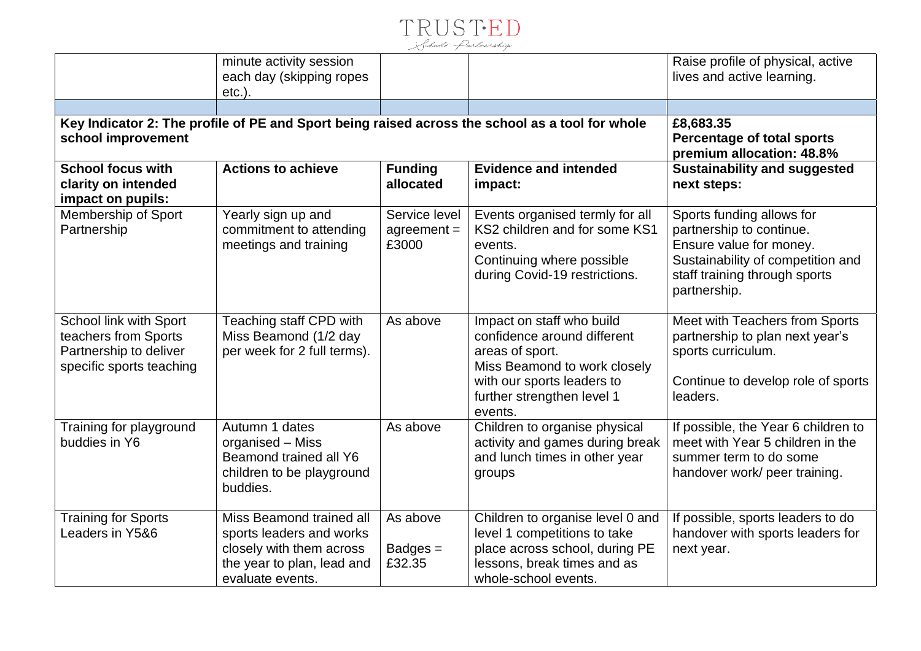| | minute activity session each day (skipping ropes etc.). | | | Raise profile of physical, active lives and active learning. |
|---|---|---|---|---|
| | | | | |
| **Key Indicator 2: The profile of PE and Sport being raised across the school as a tool for whole school improvement** | | | | **£8,683.35 Percentage of total sports premium allocation: 48.8%** |
| **School focus with clarity on intended impact on pupils:** | **Actions to achieve** | **Funding allocated** | **Evidence and intended impact:** | **Sustainability and suggested next steps:** |
| Membership of Sport Partnership | Yearly sign up and commitment to attending meetings and training | Service level agreement = £3000 | Events organised termly for all KS2 children and for some KS1 events.<br>Continuing where possible during Covid-19 restrictions. | Sports funding allows for partnership to continue.<br>Ensure value for money.<br>Sustainability of competition and staff training through sports partnership. |
| School link with Sport teachers from Sports Partnership to deliver specific sports teaching | Teaching staff CPD with Miss Beamond (1/2 day per week for 2 full terms). | As above | Impact on staff who build confidence around different areas of sport.<br>Miss Beamond to work closely with our sports leaders to further strengthen level 1 events. | Meet with Teachers from Sports partnership to plan next year's sports curriculum.<br><br>Continue to develop role of sports leaders. |
| Training for playground buddies in Y6 | Autumn 1 dates organised – Miss Beamond trained all Y6 children to be playground buddies. | As above | Children to organise physical activity and games during break and lunch times in other year groups | If possible, the Year 6 children to meet with Year 5 children in the summer term to do some handover work/ peer training. |
| Training for Sports Leaders in Y5&6 | Miss Beamond trained all sports leaders and works closely with them across the year to plan, lead and evaluate events. | As above<br><br>Badges = £32.35 | Children to organise level 0 and level 1 competitions to take place across school, during PE lessons, break times and as whole-school events. | If possible, sports leaders to do handover with sports leaders for next year. |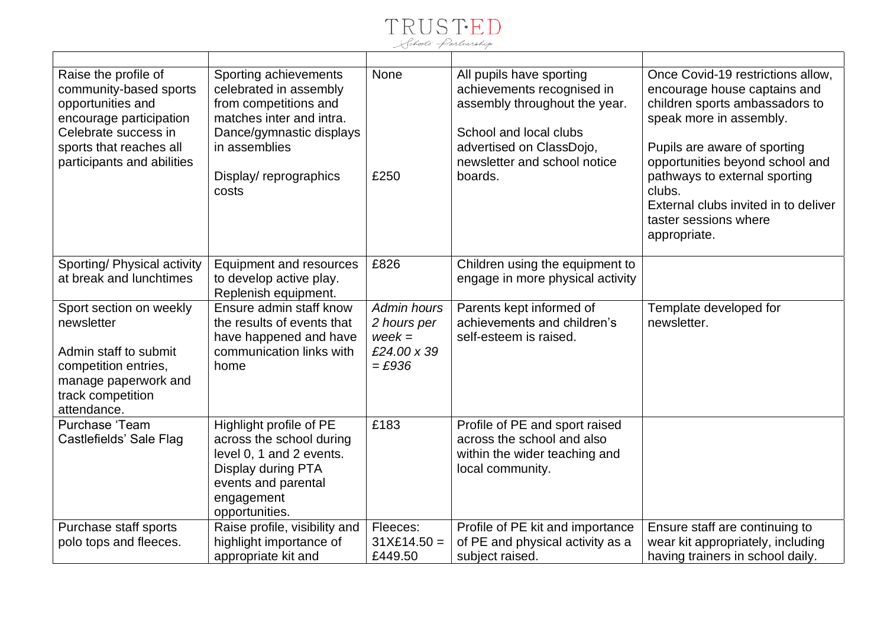| | | | | |
|---|---|---|---|---|
| Raise the profile of community-based sports opportunities and encourage participation Celebrate success in sports that reaches all participants and abilities | Sporting achievements celebrated in assembly from competitions and matches inter and intra. Dance/gymnastic displays in assemblies<br><br>Display/ reprographics costs | None<br><br><br><br><br>£250 | All pupils have sporting achievements recognised in assembly throughout the year.<br><br>School and local clubs advertised on ClassDojo, newsletter and school notice boards. | Once Covid-19 restrictions allow, encourage house captains and children sports ambassadors to speak more in assembly.<br><br>Pupils are aware of sporting opportunities beyond school and pathways to external sporting clubs.<br>External clubs invited in to deliver taster sessions where appropriate. |
| Sporting/ Physical activity at break and lunchtimes | Equipment and resources to develop active play. Replenish equipment. | £826 | Children using the equipment to engage in more physical activity | |
| Sport section on weekly newsletter<br><br>Admin staff to submit competition entries, manage paperwork and track competition attendance. | Ensure admin staff know the results of events that have happened and have communication links with home | *Admin hours 2 hours per week = £24.00 x 39 = £936* | Parents kept informed of achievements and children's self-esteem is raised. | Template developed for newsletter. |
| Purchase 'Team Castlefields' Sale Flag | Highlight profile of PE across the school during level 0, 1 and 2 events. Display during PTA events and parental engagement opportunities. | £183 | Profile of PE and sport raised across the school and also within the wider teaching and local community. | |
| Purchase staff sports polo tops and fleeces. | Raise profile, visibility and highlight importance of appropriate kit and | Fleeces: 31X£14.50 = £449.50 | Profile of PE kit and importance of PE and physical activity as a subject raised. | Ensure staff are continuing to wear kit appropriately, including having trainers in school daily. |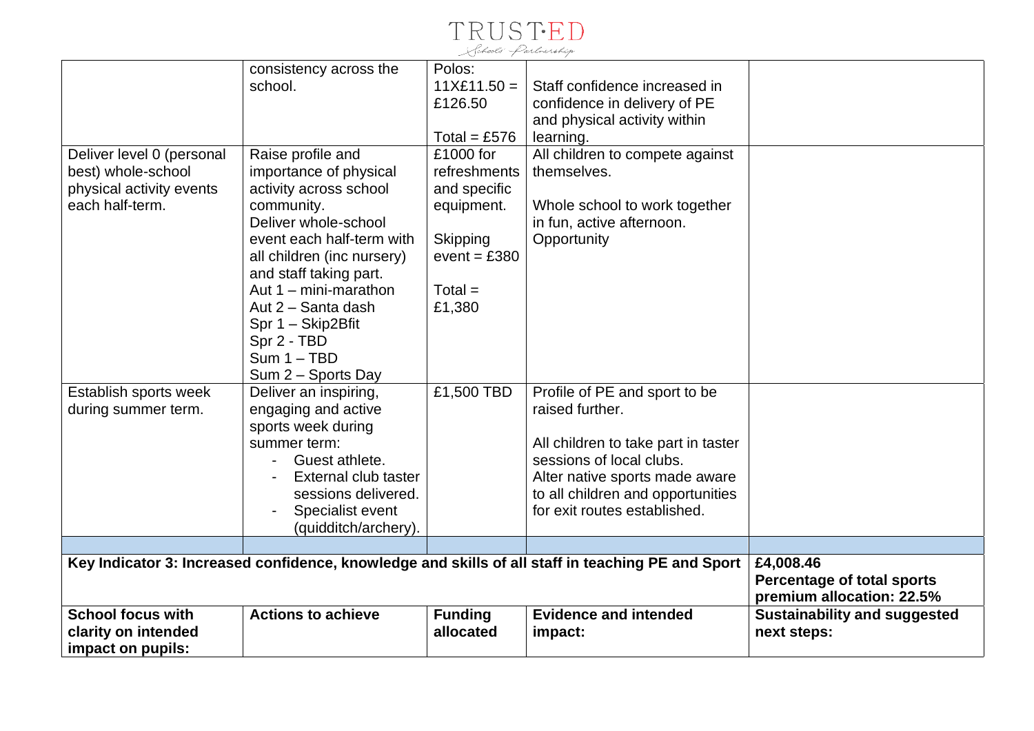| | | | | |
|---|---|---|---|---|
| | consistency across the school. | Polos: 11X£11.50 = £126.50<br><br>Total = £576 | Staff confidence increased in confidence in delivery of PE and physical activity within learning. | |
| Deliver level 0 (personal best) whole-school physical activity events each half-term. | Raise profile and importance of physical activity across school community.<br>Deliver whole-school event each half-term with all children (inc nursery) and staff taking part.<br>Aut 1 – mini-marathon<br>Aut 2 – Santa dash<br>Spr 1 – Skip2Bfit<br>Spr 2 - TBD<br>Sum 1 – TBD<br>Sum 2 – Sports Day | £1000 for refreshments and specific equipment.<br><br>Skipping event = £380<br><br>Total = £1,380 | All children to compete against themselves.<br><br>Whole school to work together in fun, active afternoon.<br>Opportunity | |
| Establish sports week during summer term. | Deliver an inspiring, engaging and active sports week during summer term:<br>- Guest athlete.<br>- External club taster sessions delivered.<br>- Specialist event (quidditch/archery). | £1,500 TBD | Profile of PE and sport to be raised further.<br><br>All children to take part in taster sessions of local clubs.<br>Alter native sports made aware to all children and opportunities for exit routes established. | |
| | | | | |
| **Key Indicator 3: Increased confidence, knowledge and skills of all staff in teaching PE and Sport** | | | | **£4,008.46**<br>**Percentage of total sports premium allocation: 22.5%** |
| **School focus with clarity on intended impact on pupils:** | **Actions to achieve** | **Funding allocated** | **Evidence and intended impact:** | **Sustainability and suggested next steps:** |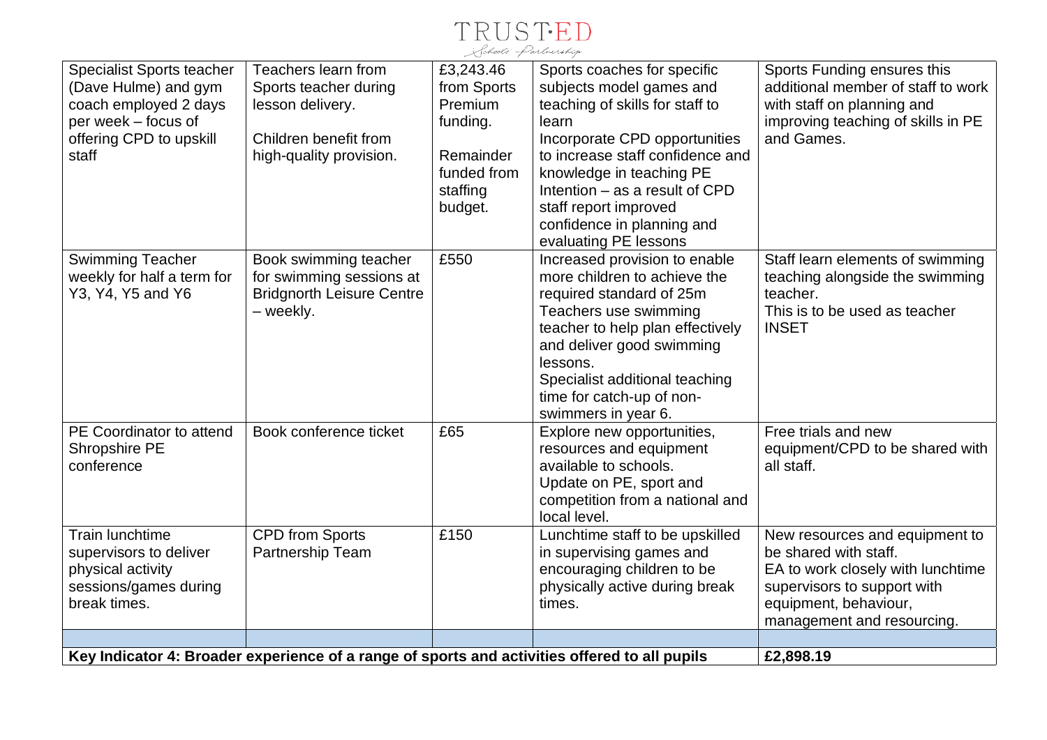| Specialist Sports teacher (Dave Hulme) and gym coach employed 2 days per week – focus of offering CPD to upskill staff | Teachers learn from Sports teacher during lesson delivery.<br><br>Children benefit from high-quality provision. | £3,243.46 from Sports Premium funding.<br><br>Remainder funded from staffing budget. | Sports coaches for specific subjects model games and teaching of skills for staff to learn<br>Incorporate CPD opportunities to increase staff confidence and knowledge in teaching PE<br>Intention – as a result of CPD staff report improved confidence in planning and evaluating PE lessons | Sports Funding ensures this additional member of staff to work with staff on planning and improving teaching of skills in PE and Games. |
|---|---|---|---|---|
| Swimming Teacher weekly for half a term for Y3, Y4, Y5 and Y6 | Book swimming teacher for swimming sessions at Bridgnorth Leisure Centre – weekly. | £550 | Increased provision to enable more children to achieve the required standard of 25m<br>Teachers use swimming teacher to help plan effectively and deliver good swimming lessons.<br>Specialist additional teaching time for catch-up of non-swimmers in year 6. | Staff learn elements of swimming teaching alongside the swimming teacher.<br>This is to be used as teacher INSET |
| PE Coordinator to attend Shropshire PE conference | Book conference ticket | £65 | Explore new opportunities, resources and equipment available to schools.<br>Update on PE, sport and competition from a national and local level. | Free trials and new equipment/CPD to be shared with all staff. |
| Train lunchtime supervisors to deliver physical activity sessions/games during break times. | CPD from Sports Partnership Team | £150 | Lunchtime staff to be upskilled in supervising games and encouraging children to be physically active during break times. | New resources and equipment to be shared with staff.<br>EA to work closely with lunchtime supervisors to support with equipment, behaviour, management and resourcing. |
| | | | | |
| **Key Indicator 4: Broader experience of a range of sports and activities offered to all pupils** | | | | **£2,898.19** |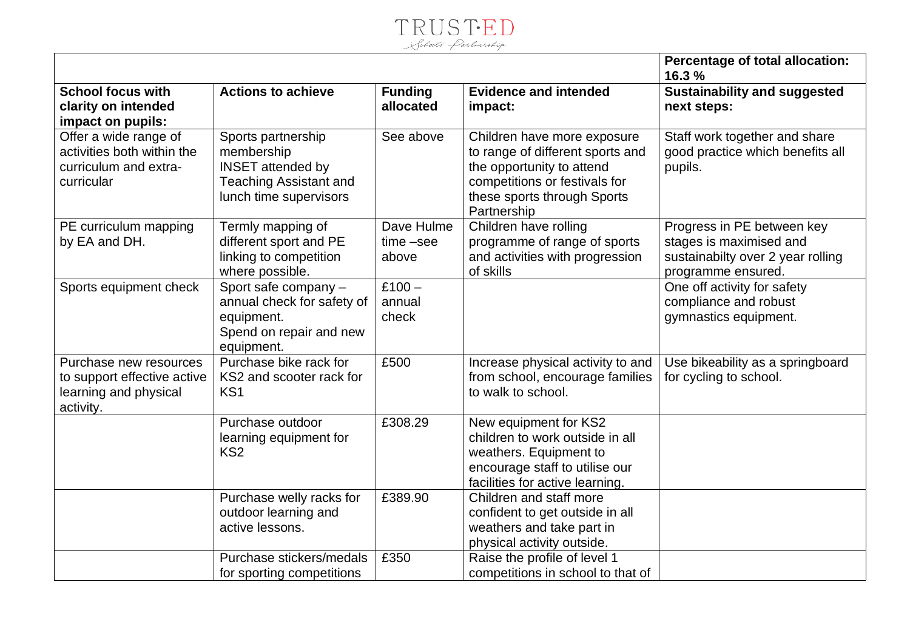|  |  |  |  | **Percentage of total allocation: 16.3 %** |
|---|---|---|---|---|
| **School focus with clarity on intended impact on pupils:** | **Actions to achieve** | **Funding allocated** | **Evidence and intended impact:** | **Sustainability and suggested next steps:** |
| Offer a wide range of activities both within the curriculum and extra-curricular | Sports partnership membership INSET attended by Teaching Assistant and lunch time supervisors | See above | Children have more exposure to range of different sports and the opportunity to attend competitions or festivals for these sports through Sports Partnership | Staff work together and share good practice which benefits all pupils. |
| PE curriculum mapping by EA and DH. | Termly mapping of different sport and PE linking to competition where possible. | Dave Hulme time –see above | Children have rolling programme of range of sports and activities with progression of skills | Progress in PE between key stages is maximised and sustainabilty over 2 year rolling programme ensured. |
| Sports equipment check | Sport safe company – annual check for safety of equipment. Spend on repair and new equipment. | £100 – annual check |  | One off activity for safety compliance and robust gymnastics equipment. |
| Purchase new resources to support effective active learning and physical activity. | Purchase bike rack for KS2 and scooter rack for KS1 | £500 | Increase physical activity to and from school, encourage families to walk to school. | Use bikeability as a springboard for cycling to school. |
|  | Purchase outdoor learning equipment for KS2 | £308.29 | New equipment for KS2 children to work outside in all weathers. Equipment to encourage staff to utilise our facilities for active learning. |  |
|  | Purchase welly racks for outdoor learning and active lessons. | £389.90 | Children and staff more confident to get outside in all weathers and take part in physical activity outside. |  |
|  | Purchase stickers/medals for sporting competitions | £350 | Raise the profile of level 1 competitions in school to that of |  |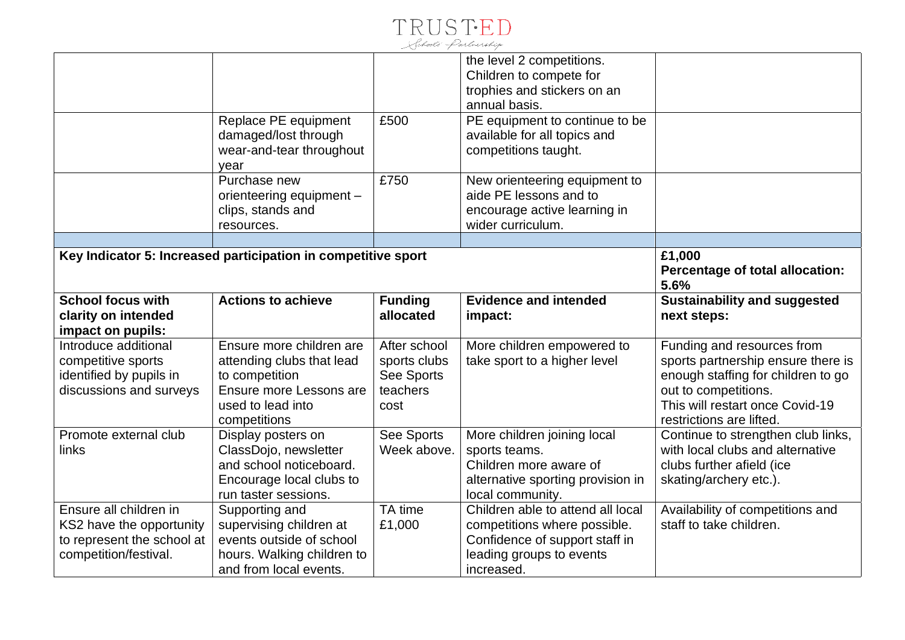| | | | the level 2 competitions. Children to compete for trophies and stickers on an annual basis. | |
|---|---|---|---|---|
| | Replace PE equipment damaged/lost through wear-and-tear throughout year | £500 | PE equipment to continue to be available for all topics and competitions taught. | |
| | Purchase new orienteering equipment – clips, stands and resources. | £750 | New orienteering equipment to aide PE lessons and to encourage active learning in wider curriculum. | |
| | | | | |

| **Key Indicator 5: Increased participation in competitive sport** | | | | **£1,000**<br>**Percentage of total allocation: 5.6%** |
|---|---|---|---|---|
| **School focus with clarity on intended impact on pupils:** | **Actions to achieve** | **Funding allocated** | **Evidence and intended impact:** | **Sustainability and suggested next steps:** |
| Introduce additional competitive sports identified by pupils in discussions and surveys | Ensure more children are attending clubs that lead to competition<br>Ensure more Lessons are used to lead into competitions | After school sports clubs See Sports teachers cost | More children empowered to take sport to a higher level | Funding and resources from sports partnership ensure there is enough staffing for children to go out to competitions.<br>This will restart once Covid-19 restrictions are lifted. |
| Promote external club links | Display posters on ClassDojo, newsletter and school noticeboard. Encourage local clubs to run taster sessions. | See Sports Week above. | More children joining local sports teams.<br>Children more aware of alternative sporting provision in local community. | Continue to strengthen club links, with local clubs and alternative clubs further afield (ice skating/archery etc.). |
| Ensure all children in KS2 have the opportunity to represent the school at competition/festival. | Supporting and supervising children at events outside of school hours. Walking children to and from local events. | TA time £1,000 | Children able to attend all local competitions where possible. Confidence of support staff in leading groups to events increased. | Availability of competitions and staff to take children. |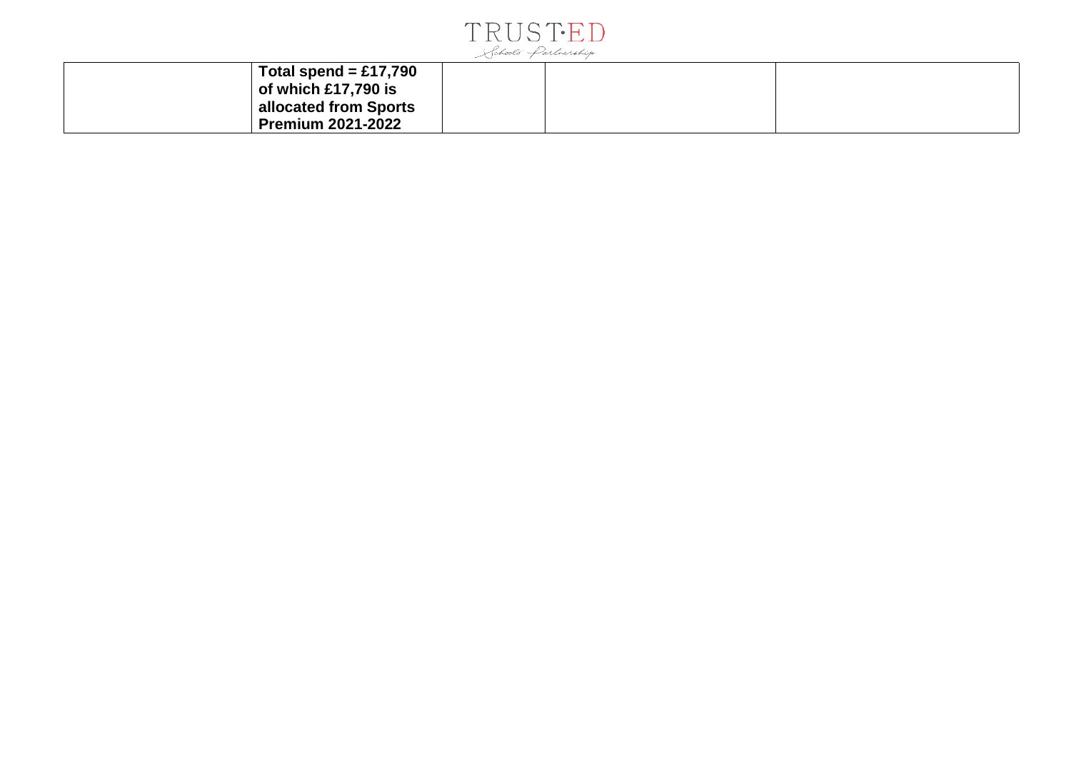| | | | | |
|---|---|---|---|---|
| | **Total spend = £17,790 of which £17,790 is allocated from Sports Premium 2021-2022** | | | |